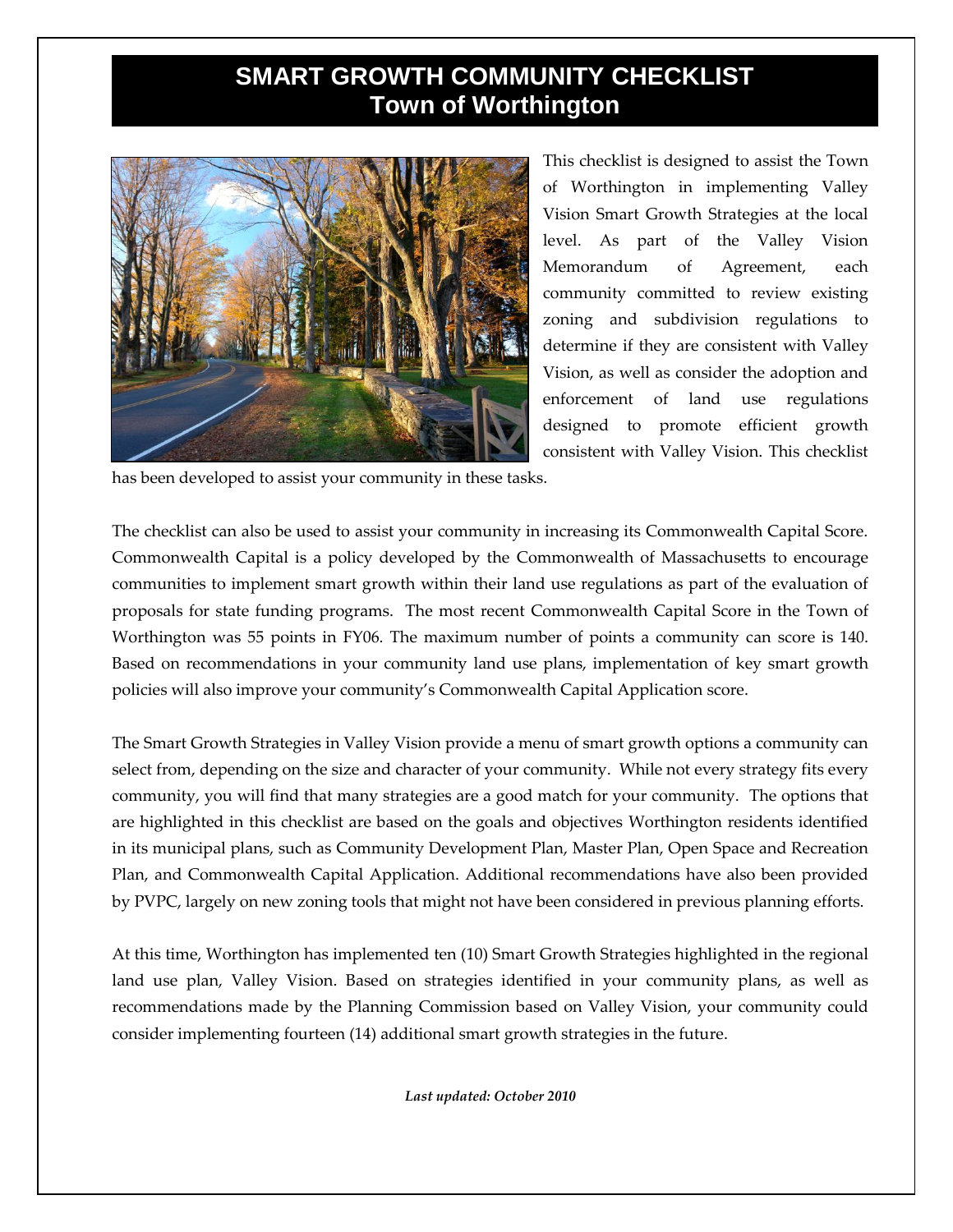# SMART GROWTH COMMUNITY CHECKLIST
## Town of Worthington

This checklist is designed to assist the Town of Worthington in implementing Valley Vision Smart Growth Strategies at the local level. As part of the Valley Vision Memorandum of Agreement, each community committed to review existing zoning and subdivision regulations to determine if they are consistent with Valley Vision, as well as consider the adoption and enforcement of land use regulations designed to promote efficient growth consistent with Valley Vision. This checklist has been developed to assist your community in these tasks.

The checklist can also be used to assist your community in increasing its Commonwealth Capital Score. Commonwealth Capital is a policy developed by the Commonwealth of Massachusetts to encourage communities to implement smart growth within their land use regulations as part of the evaluation of proposals for state funding programs. The most recent Commonwealth Capital Score in the Town of Worthington was 55 points in FY06. The maximum number of points a community can score is 140. Based on recommendations in your community land use plans, implementation of key smart growth policies will also improve your community's Commonwealth Capital Application score.

The Smart Growth Strategies in Valley Vision provide a menu of smart growth options a community can select from, depending on the size and character of your community. While not every strategy fits every community, you will find that many strategies are a good match for your community. The options that are highlighted in this checklist are based on the goals and objectives Worthington residents identified in its municipal plans, such as Community Development Plan, Master Plan, Open Space and Recreation Plan, and Commonwealth Capital Application. Additional recommendations have also been provided by PVPC, largely on new zoning tools that might not have been considered in previous planning efforts.

At this time, Worthington has implemented ten (10) Smart Growth Strategies highlighted in the regional land use plan, Valley Vision. Based on strategies identified in your community plans, as well as recommendations made by the Planning Commission based on Valley Vision, your community could consider implementing fourteen (14) additional smart growth strategies in the future.

***Last updated: October 2010***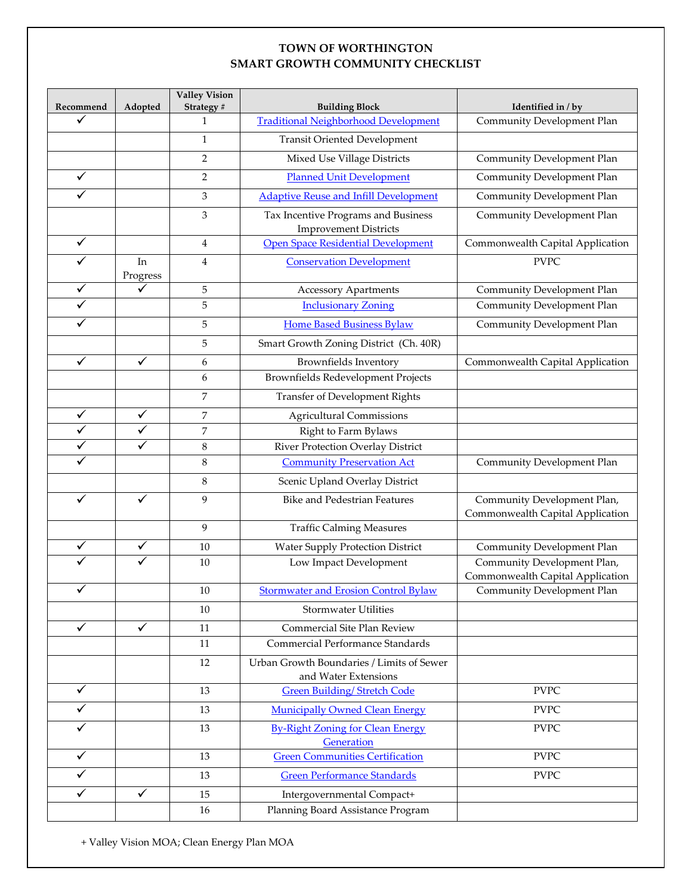# TOWN OF WORTHINGTON
## SMART GROWTH COMMUNITY CHECKLIST

| Recommend | Adopted | Valley Vision Strategy # | Building Block | Identified in / by |
|---|---|---|---|---|
| ✓ | | 1 | Traditional Neighborhood Development | Community Development Plan |
| | | 1 | Transit Oriented Development | |
| | | 2 | Mixed Use Village Districts | Community Development Plan |
| ✓ | | 2 | Planned Unit Development | Community Development Plan |
| ✓ | | 3 | Adaptive Reuse and Infill Development | Community Development Plan |
| | | 3 | Tax Incentive Programs and Business Improvement Districts | Community Development Plan |
| ✓ | | 4 | Open Space Residential Development | Commonwealth Capital Application |
| ✓ | In Progress | 4 | Conservation Development | PVPC |
| ✓ | ✓ | 5 | Accessory Apartments | Community Development Plan |
| ✓ | | 5 | Inclusionary Zoning | Community Development Plan |
| ✓ | | 5 | Home Based Business Bylaw | Community Development Plan |
| | | 5 | Smart Growth Zoning District (Ch. 40R) | |
| ✓ | ✓ | 6 | Brownfields Inventory | Commonwealth Capital Application |
| | | 6 | Brownfields Redevelopment Projects | |
| | | 7 | Transfer of Development Rights | |
| ✓ | ✓ | 7 | Agricultural Commissions | |
| ✓ | ✓ | 7 | Right to Farm Bylaws | |
| ✓ | ✓ | 8 | River Protection Overlay District | |
| ✓ | | 8 | Community Preservation Act | Community Development Plan |
| | | 8 | Scenic Upland Overlay District | |
| ✓ | ✓ | 9 | Bike and Pedestrian Features | Community Development Plan, Commonwealth Capital Application |
| | | 9 | Traffic Calming Measures | |
| ✓ | ✓ | 10 | Water Supply Protection District | Community Development Plan |
| ✓ | ✓ | 10 | Low Impact Development | Community Development Plan, Commonwealth Capital Application |
| ✓ | | 10 | Stormwater and Erosion Control Bylaw | Community Development Plan |
| | | 10 | Stormwater Utilities | |
| ✓ | ✓ | 11 | Commercial Site Plan Review | |
| | | 11 | Commercial Performance Standards | |
| | | 12 | Urban Growth Boundaries / Limits of Sewer and Water Extensions | |
| ✓ | | 13 | Green Building/ Stretch Code | PVPC |
| ✓ | | 13 | Municipally Owned Clean Energy | PVPC |
| ✓ | | 13 | By-Right Zoning for Clean Energy Generation | PVPC |
| ✓ | | 13 | Green Communities Certification | PVPC |
| ✓ | | 13 | Green Performance Standards | PVPC |
| ✓ | ✓ | 15 | Intergovernmental Compact+ | |
| | | 16 | Planning Board Assistance Program | |

+ Valley Vision MOA; Clean Energy Plan MOA